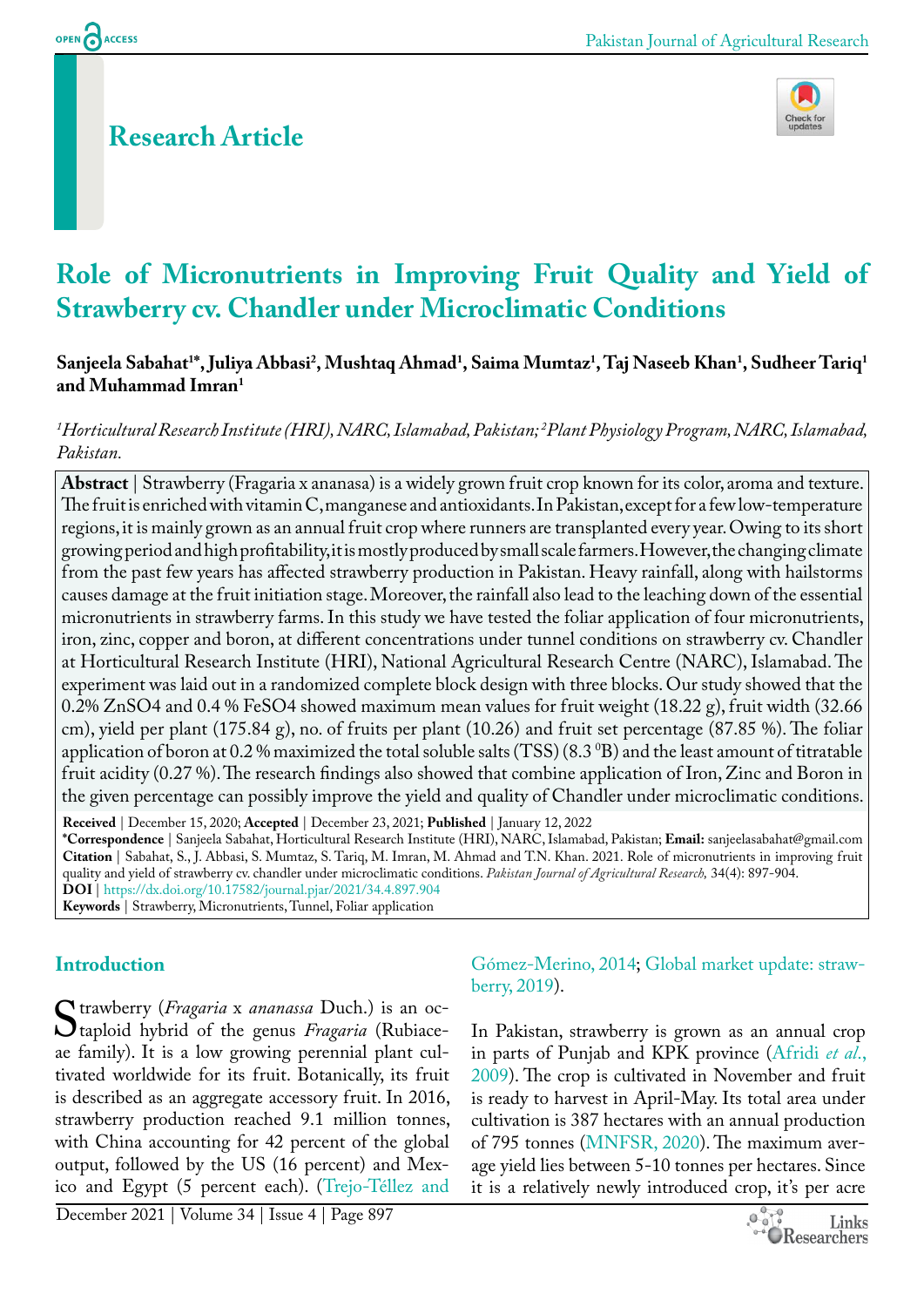## Research Article

# Role of Micronutrients in Improving Fruit Quality and Yield of Strawberry cv. Chandler under Microclimatic Conditions

**Sanjeela Sabahat[1*], Juliya Abbasi[2], Mushtaq Ahmad[1], Saima Mumtaz[1], Taj Naseeb Khan[1], Sudheer Tariq[1] and Muhammad Imran[1]**

*[1]Horticultural Research Institute (HRI), NARC, Islamabad, Pakistan; [2]Plant Physiology Program, NARC, Islamabad, Pakistan.*

**Abstract** | Strawberry (Fragaria x ananasa) is a widely grown fruit crop known for its color, aroma and texture. The fruit is enriched with vitamin C, manganese and antioxidants. In Pakistan, except for a few low-temperature regions, it is mainly grown as an annual fruit crop where runners are transplanted every year. Owing to its short growing period and high profitability, it is mostly produced by small scale farmers. However, the changing climate from the past few years has affected strawberry production in Pakistan. Heavy rainfall, along with hailstorms causes damage at the fruit initiation stage. Moreover, the rainfall also lead to the leaching down of the essential micronutrients in strawberry farms. In this study we have tested the foliar application of four micronutrients, iron, zinc, copper and boron, at different concentrations under tunnel conditions on strawberry cv. Chandler at Horticultural Research Institute (HRI), National Agricultural Research Centre (NARC), Islamabad. The experiment was laid out in a randomized complete block design with three blocks. Our study showed that the 0.2% $ZnSO_4$ and 0.4 % $FeSO_4$ showed maximum mean values for fruit weight (18.22 g), fruit width (32.66 cm), yield per plant (175.84 g), no. of fruits per plant (10.26) and fruit set percentage (87.85 %). The foliar application of boron at 0.2 % maximized the total soluble salts (TSS) (8.3 $^0$B) and the least amount of titratable fruit acidity (0.27 %). The research findings also showed that combine application of Iron, Zinc and Boron in the given percentage can possibly improve the yield and quality of Chandler under microclimatic conditions.

**Received** | December 15, 2020; **Accepted** | December 23, 2021; **Published** | January 12, 2022

**\*Correspondence** | Sanjeela Sabahat, Horticultural Research Institute (HRI), NARC, Islamabad, Pakistan; **Email:** sanjeelasabahat@gmail.com

**Citation** | Sabahat, S., J. Abbasi, S. Mumtaz, S. Tariq, M. Imran, M. Ahmad and T.N. Khan. 2021. Role of micronutrients in improving fruit quality and yield of strawberry cv. chandler under microclimatic conditions. *Pakistan Journal of Agricultural Research,* 34(4): 897-904.

**DOI** | https://dx.doi.org/10.17582/journal.pjar/2021/34.4.897.904

**Keywords** | Strawberry, Micronutrients, Tunnel, Foliar application

## Introduction

Strawberry (*Fragaria* x *ananassa* Duch.) is an octaploid hybrid of the genus *Fragaria* (Rubiaceae family). It is a low growing perennial plant cultivated worldwide for its fruit. Botanically, its fruit is described as an aggregate accessory fruit. In 2016, strawberry production reached 9.1 million tonnes, with China accounting for 42 percent of the global output, followed by the US (16 percent) and Mexico and Egypt (5 percent each). (Trejo-Téllez and Gómez-Merino, 2014; Global market update: strawberry, 2019).

In Pakistan, strawberry is grown as an annual crop in parts of Punjab and KPK province (Afridi *et al.*, 2009). The crop is cultivated in November and fruit is ready to harvest in April-May. Its total area under cultivation is 387 hectares with an annual production of 795 tonnes (MNFSR, 2020). The maximum average yield lies between 5-10 tonnes per hectares. Since it is a relatively newly introduced crop, it's per acre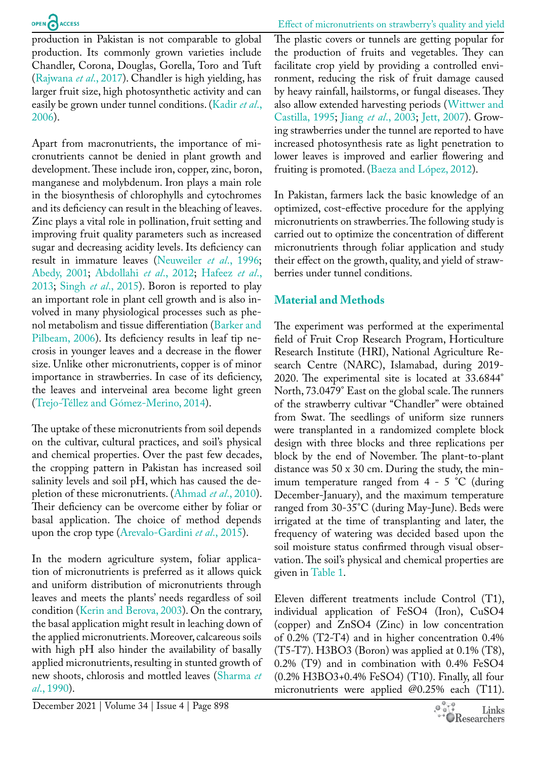production in Pakistan is not comparable to global production. Its commonly grown varieties include Chandler, Corona, Douglas, Gorella, Toro and Tuft (Rajwana *et al.*, 2017). Chandler is high yielding, has larger fruit size, high photosynthetic activity and can easily be grown under tunnel conditions. (Kadir *et al.*, 2006).

Apart from macronutrients, the importance of micronutrients cannot be denied in plant growth and development. These include iron, copper, zinc, boron, manganese and molybdenum. Iron plays a main role in the biosynthesis of chlorophylls and cytochromes and its deficiency can result in the bleaching of leaves. Zinc plays a vital role in pollination, fruit setting and improving fruit quality parameters such as increased sugar and decreasing acidity levels. Its deficiency can result in immature leaves (Neuweiler *et al.*, 1996; Abedy, 2001; Abdollahi *et al.*, 2012; Hafeez *et al.*, 2013; Singh *et al.*, 2015). Boron is reported to play an important role in plant cell growth and is also involved in many physiological processes such as phenol metabolism and tissue differentiation (Barker and Pilbeam, 2006). Its deficiency results in leaf tip necrosis in younger leaves and a decrease in the flower size. Unlike other micronutrients, copper is of minor importance in strawberries. In case of its deficiency, the leaves and interveinal area become light green (Trejo-Téllez and Gómez-Merino, 2014).

The uptake of these micronutrients from soil depends on the cultivar, cultural practices, and soil's physical and chemical properties. Over the past few decades, the cropping pattern in Pakistan has increased soil salinity levels and soil pH, which has caused the depletion of these micronutrients. (Ahmad *et al.*, 2010). Their deficiency can be overcome either by foliar or basal application. The choice of method depends upon the crop type (Arevalo-Gardini *et al.*, 2015).

In the modern agriculture system, foliar application of micronutrients is preferred as it allows quick and uniform distribution of micronutrients through leaves and meets the plants' needs regardless of soil condition (Kerin and Berova, 2003). On the contrary, the basal application might result in leaching down of the applied micronutrients. Moreover, calcareous soils with high pH also hinder the availability of basally applied micronutrients, resulting in stunted growth of new shoots, chlorosis and mottled leaves (Sharma *et al.*, 1990).

The plastic covers or tunnels are getting popular for the production of fruits and vegetables. They can facilitate crop yield by providing a controlled environment, reducing the risk of fruit damage caused by heavy rainfall, hailstorms, or fungal diseases. They also allow extended harvesting periods (Wittwer and Castilla, 1995; Jiang *et al.*, 2003; Jett, 2007). Growing strawberries under the tunnel are reported to have increased photosynthesis rate as light penetration to lower leaves is improved and earlier flowering and fruiting is promoted. (Baeza and López, 2012).

In Pakistan, farmers lack the basic knowledge of an optimized, cost-effective procedure for the applying micronutrients on strawberries. The following study is carried out to optimize the concentration of different micronutrients through foliar application and study their effect on the growth, quality, and yield of strawberries under tunnel conditions.

## Material and Methods

The experiment was performed at the experimental field of Fruit Crop Research Program, Horticulture Research Institute (HRI), National Agriculture Research Centre (NARC), Islamabad, during 2019-2020. The experimental site is located at 33.6844° North, 73.0479° East on the global scale. The runners of the strawberry cultivar "Chandler" were obtained from Swat. The seedlings of uniform size runners were transplanted in a randomized complete block design with three blocks and three replications per block by the end of November. The plant-to-plant distance was 50 x 30 cm. During the study, the minimum temperature ranged from 4 - 5 °C (during December-January), and the maximum temperature ranged from 30-35°C (during May-June). Beds were irrigated at the time of transplanting and later, the frequency of watering was decided based upon the soil moisture status confirmed through visual observation. The soil's physical and chemical properties are given in Table 1.

Eleven different treatments include Control (T1), individual application of $FeSO_4$ (Iron), $CuSO_4$ (copper) and $ZnSO_4$ (Zinc) in low concentration of 0.2% (T2-T4) and in higher concentration 0.4% (T5-T7). $H_3BO_3$ (Boron) was applied at 0.1% (T8), 0.2% (T9) and in combination with 0.4% $FeSO_4$ (0.2% $H_3BO_3$+0.4% $FeSO_4$) (T10). Finally, all four micronutrients were applied @0.25% each (T11).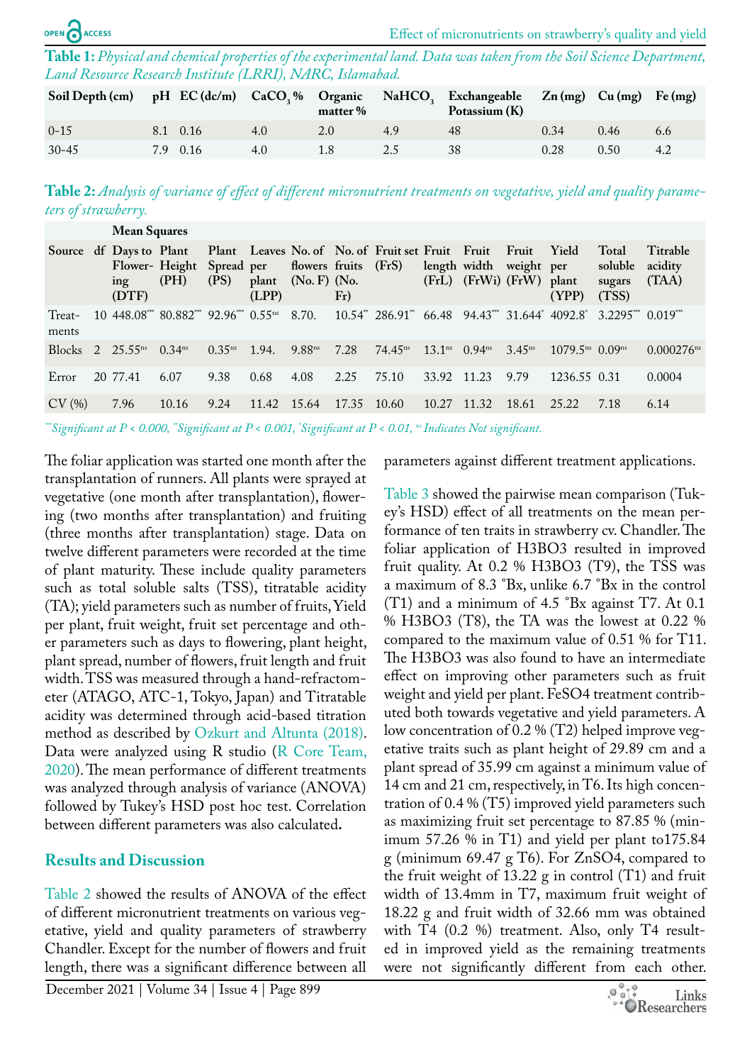**Table 1:** *Physical and chemical properties of the experimental land. Data was taken from the Soil Science Department, Land Resource Research Institute (LRRI), NARC, Islamabad.*

| Soil Depth (cm) | pH | EC (dc/m) | $CaCO_3$ % | Organic matter % | $NaHCO_3$ | Exchangeable Potassium (K) | Zn (mg) | Cu (mg) | Fe (mg) |
|---|---|---|---|---|---|---|---|---|---|
| 0-15 | 8.1 | 0.16 | 4.0 | 2.0 | 4.9 | 48 | 0.34 | 0.46 | 6.6 |
| 30-45 | 7.9 | 0.16 | 4.0 | 1.8 | 2.5 | 38 | 0.28 | 0.50 | 4.2 |

**Table 2:** *Analysis of variance of effect of different micronutrient treatments on vegetative, yield and quality parameters of strawberry.*

| | | Mean Squares | | | | | | | | | | | | |
|---|---|---|---|---|---|---|---|---|---|---|---|---|---|---|
| Source | df | Days to Flowering (DTF) | Plant Height (PH) | Plant Spread (PS) | Leaves per plant (LPP) | No. of flowers (No. F) | No. of fruits (No. Fr) | Fruit set (FrS) | Fruit length (FrL) | Fruit width (FrWi) | Fruit weight (FrW) | Yield per plant (YPP) | Total soluble sugars (TSS) | Titrable acidity (TAA) |
| Treatments | 10 | 448.08*** | 80.882*** | 92.96*** | 0.55ns | 8.70. | 10.54** | 286.91** | 66.48 | 94.43*** | 31.644* | 4092.8* | 3.2295*** | 0.019*** |
| Blocks | 2 | 25.55ns | 0.34ns | 0.35ns | 1.94. | 9.88ns | 7.28 | 74.45ns | 13.1ns | 0.94ns | 3.45ns | 1079.5ns | 0.09ns | 0.000276ns |
| Error | 20 | 77.41 | 6.07 | 9.38 | 0.68 | 4.08 | 2.25 | 75.10 | 33.92 | 11.23 | 9.79 | 1236.55 | 0.31 | 0.0004 |
| CV (%) | | 7.96 | 10.16 | 9.24 | 11.42 | 15.64 | 17.35 | 10.60 | 10.27 | 11.32 | 18.61 | 25.22 | 7.18 | 6.14 |

*\*\*\*Significant at $P < 0.000$, \*\*Significant at $P < 0.001$, \*Significant at $P < 0.01$, ns Indicates Not significant.*

The foliar application was started one month after the transplantation of runners. All plants were sprayed at vegetative (one month after transplantation), flowering (two months after transplantation) and fruiting (three months after transplantation) stage. Data on twelve different parameters were recorded at the time of plant maturity. These include quality parameters such as total soluble salts (TSS), titratable acidity (TA); yield parameters such as number of fruits, Yield per plant, fruit weight, fruit set percentage and other parameters such as days to flowering, plant height, plant spread, number of flowers, fruit length and fruit width. TSS was measured through a hand-refractometer (ATAGO, ATC-1, Tokyo, Japan) and Titratable acidity was determined through acid-based titration method as described by Ozkurt and Altunta (2018). Data were analyzed using R studio (R Core Team, 2020). The mean performance of different treatments was analyzed through analysis of variance (ANOVA) followed by Tukey's HSD post hoc test. Correlation between different parameters was also calculated.

## Results and Discussion

Table 2 showed the results of ANOVA of the effect of different micronutrient treatments on various vegetative, yield and quality parameters of strawberry Chandler. Except for the number of flowers and fruit length, there was a significant difference between all parameters against different treatment applications.

Table 3 showed the pairwise mean comparison (Tukey's HSD) effect of all treatments on the mean performance of ten traits in strawberry cv. Chandler. The foliar application of $H_3BO_3$ resulted in improved fruit quality. At 0.2 % $H_3BO_3$ (T9), the TSS was a maximum of 8.3 °Bx, unlike 6.7 °Bx in the control (T1) and a minimum of 4.5 °Bx against T7. At 0.1 % $H_3BO_3$ (T8), the TA was the lowest at 0.22 % compared to the maximum value of 0.51 % for T11. The $H_3BO_3$ was also found to have an intermediate effect on improving other parameters such as fruit weight and yield per plant. $FeSO_4$ treatment contributed both towards vegetative and yield parameters. A low concentration of 0.2 % (T2) helped improve vegetative traits such as plant height of 29.89 cm and a plant spread of 35.99 cm against a minimum value of 14 cm and 21 cm, respectively, in T6. Its high concentration of 0.4 % (T5) improved yield parameters such as maximizing fruit set percentage to 87.85 % (minimum 57.26 % in T1) and yield per plant to175.84 g (minimum 69.47 g T6). For $ZnSO_4$, compared to the fruit weight of 13.22 g in control (T1) and fruit width of 13.4mm in T7, maximum fruit weight of 18.22 g and fruit width of 32.66 mm was obtained with T4 (0.2 %) treatment. Also, only T4 resulted in improved yield as the remaining treatments were not significantly different from each other.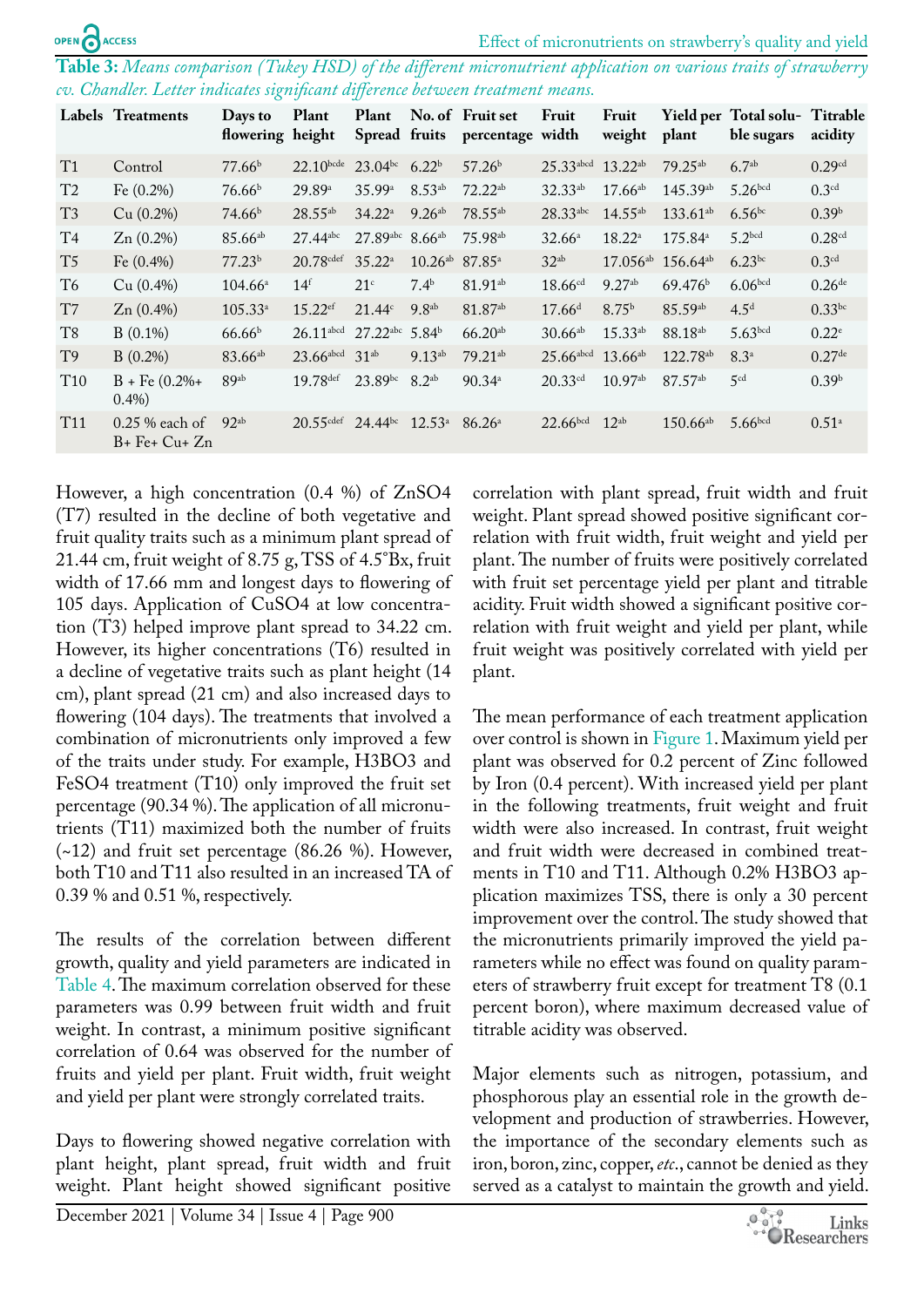**Table 3:** *Means comparison (Tukey HSD) of the different micronutrient application on various traits of strawberry cv. Chandler. Letter indicates significant difference between treatment means.*

| Labels | Treatments | Days to flowering | Plant height | Plant Spread | No. of fruits | Fruit set percentage | Fruit width | Fruit weight | Yield per plant | Total soluble sugars | Titrable acidity |
|---|---|---|---|---|---|---|---|---|---|---|---|
| T1 | Control | 77.66$^{b}$ | 22.10$^{bcde}$ | 23.04$^{bc}$ | 6.22$^{b}$ | 57.26$^{b}$ | 25.33$^{abcd}$ | 13.22$^{ab}$ | 79.25$^{ab}$ | 6.7$^{ab}$ | 0.29$^{cd}$ |
| T2 | Fe (0.2%) | 76.66$^{b}$ | 29.89$^{a}$ | 35.99$^{a}$ | 8.53$^{ab}$ | 72.22$^{ab}$ | 32.33$^{ab}$ | 17.66$^{ab}$ | 145.39$^{ab}$ | 5.26$^{bcd}$ | 0.3$^{cd}$ |
| T3 | Cu (0.2%) | 74.66$^{b}$ | 28.55$^{ab}$ | 34.22$^{a}$ | 9.26$^{ab}$ | 78.55$^{ab}$ | 28.33$^{abc}$ | 14.55$^{ab}$ | 133.61$^{ab}$ | 6.56$^{bc}$ | 0.39$^{b}$ |
| T4 | Zn (0.2%) | 85.66$^{ab}$ | 27.44$^{abc}$ | 27.89$^{abc}$ | 8.66$^{ab}$ | 75.98$^{ab}$ | 32.66$^{a}$ | 18.22$^{a}$ | 175.84$^{a}$ | 5.2$^{bcd}$ | 0.28$^{cd}$ |
| T5 | Fe (0.4%) | 77.23$^{b}$ | 20.78$^{cdef}$ | 35.22$^{a}$ | 10.26$^{ab}$ | 87.85$^{a}$ | 32$^{ab}$ | 17.056$^{ab}$ | 156.64$^{ab}$ | 6.23$^{bc}$ | 0.3$^{cd}$ |
| T6 | Cu (0.4%) | 104.66$^{a}$ | 14$^{f}$ | 21$^{c}$ | 7.4$^{b}$ | 81.91$^{ab}$ | 18.66$^{cd}$ | 9.27$^{ab}$ | 69.476$^{b}$ | 6.06$^{bcd}$ | 0.26$^{de}$ |
| T7 | Zn (0.4%) | 105.33$^{a}$ | 15.22$^{ef}$ | 21.44$^{c}$ | 9.8$^{ab}$ | 81.87$^{ab}$ | 17.66$^{d}$ | 8.75$^{b}$ | 85.59$^{ab}$ | 4.5$^{d}$ | 0.33$^{bc}$ |
| T8 | B (0.1%) | 66.66$^{b}$ | 26.11$^{abcd}$ | 27.22$^{abc}$ | 5.84$^{b}$ | 66.20$^{ab}$ | 30.66$^{ab}$ | 15.33$^{ab}$ | 88.18$^{ab}$ | 5.63$^{bcd}$ | 0.22$^{e}$ |
| T9 | B (0.2%) | 83.66$^{ab}$ | 23.66$^{abcd}$ | 31$^{ab}$ | 9.13$^{ab}$ | 79.21$^{ab}$ | 25.66$^{abcd}$ | 13.66$^{ab}$ | 122.78$^{ab}$ | 8.3$^{a}$ | 0.27$^{de}$ |
| T10 | B + Fe (0.2%+ 0.4%) | 89$^{ab}$ | 19.78$^{def}$ | 23.89$^{bc}$ | 8.2$^{ab}$ | 90.34$^{a}$ | 20.33$^{cd}$ | 10.97$^{ab}$ | 87.57$^{ab}$ | 5$^{cd}$ | 0.39$^{b}$ |
| T11 | 0.25 % each of B+ Fe+ Cu+ Zn | 92$^{ab}$ | 20.55$^{cdef}$ | 24.44$^{bc}$ | 12.53$^{a}$ | 86.26$^{a}$ | 22.66$^{bcd}$ | 12$^{ab}$ | 150.66$^{ab}$ | 5.66$^{bcd}$ | 0.51$^{a}$ |

However, a high concentration (0.4 %) of $ZnSO_4$ (T7) resulted in the decline of both vegetative and fruit quality traits such as a minimum plant spread of 21.44 cm, fruit weight of 8.75 g, TSS of 4.5°Bx, fruit width of 17.66 mm and longest days to flowering of 105 days. Application of $CuSO_4$ at low concentration (T3) helped improve plant spread to 34.22 cm. However, its higher concentrations (T6) resulted in a decline of vegetative traits such as plant height (14 cm), plant spread (21 cm) and also increased days to flowering (104 days). The treatments that involved a combination of micronutrients only improved a few of the traits under study. For example, $H_3BO_3$ and $FeSO_4$ treatment (T10) only improved the fruit set percentage (90.34 %). The application of all micronutrients (T11) maximized both the number of fruits (~12) and fruit set percentage (86.26 %). However, both T10 and T11 also resulted in an increased TA of 0.39 % and 0.51 %, respectively.

The results of the correlation between different growth, quality and yield parameters are indicated in Table 4. The maximum correlation observed for these parameters was 0.99 between fruit width and fruit weight. In contrast, a minimum positive significant correlation of 0.64 was observed for the number of fruits and yield per plant. Fruit width, fruit weight and yield per plant were strongly correlated traits.

Days to flowering showed negative correlation with plant height, plant spread, fruit width and fruit weight. Plant height showed significant positive correlation with plant spread, fruit width and fruit weight. Plant spread showed positive significant correlation with fruit width, fruit weight and yield per plant. The number of fruits were positively correlated with fruit set percentage yield per plant and titrable acidity. Fruit width showed a significant positive correlation with fruit weight and yield per plant, while fruit weight was positively correlated with yield per plant.

The mean performance of each treatment application over control is shown in Figure 1. Maximum yield per plant was observed for 0.2 percent of Zinc followed by Iron (0.4 percent). With increased yield per plant in the following treatments, fruit weight and fruit width were also increased. In contrast, fruit weight and fruit width were decreased in combined treatments in T10 and T11. Although 0.2% $H_3BO_3$ application maximizes TSS, there is only a 30 percent improvement over the control. The study showed that the micronutrients primarily improved the yield parameters while no effect was found on quality parameters of strawberry fruit except for treatment T8 (0.1 percent boron), where maximum decreased value of titrable acidity was observed.

Major elements such as nitrogen, potassium, and phosphorous play an essential role in the growth development and production of strawberries. However, the importance of the secondary elements such as iron, boron, zinc, copper, *etc.*, cannot be denied as they served as a catalyst to maintain the growth and yield.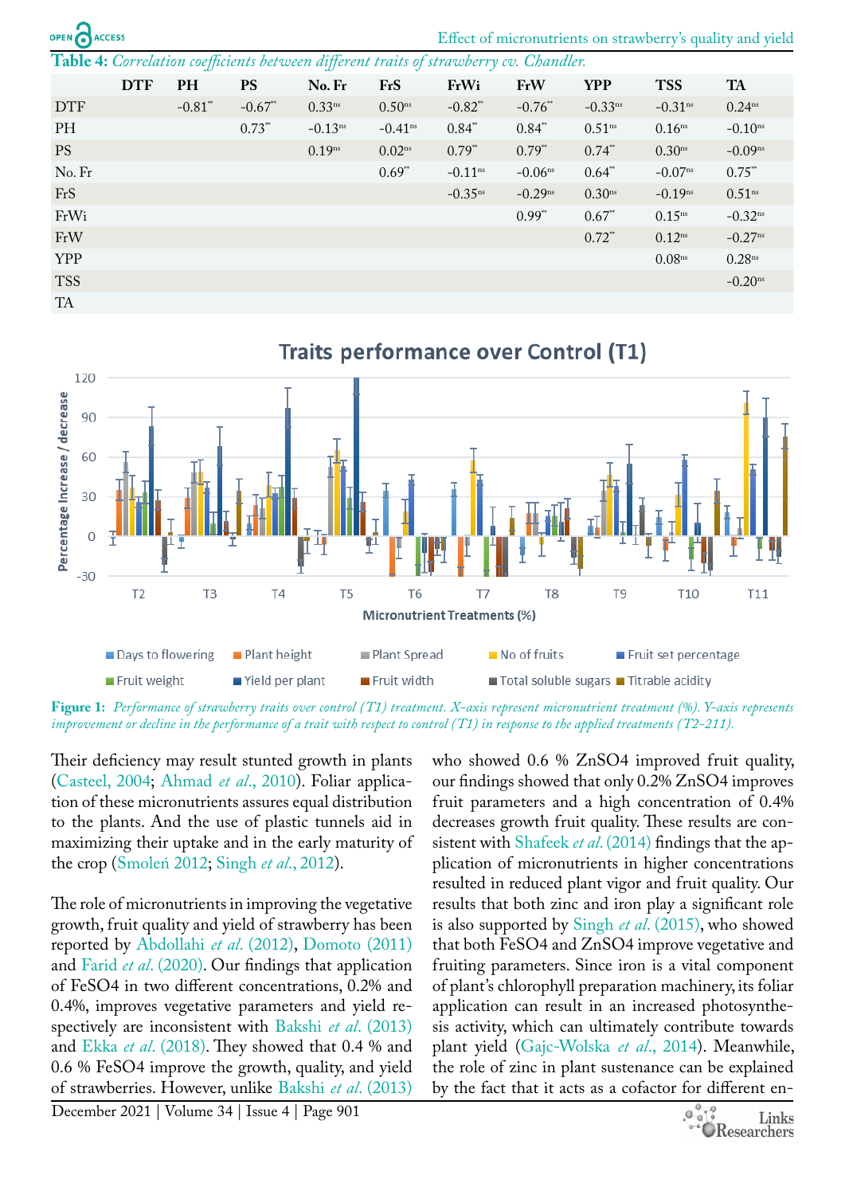**Table 4:** *Correlation coefficients between different traits of strawberry cv. Chandler.*

| | DTF | PH | PS | No. Fr | FrS | FrWi | FrW | YPP | TSS | TA |
|---|---|---|---|---|---|---|---|---|---|---|
| DTF | | -0.81** | -0.67** | 0.33ns | 0.50ns | -0.82** | -0.76** | -0.33ns | -0.31ns | 0.24ns |
| PH | | | 0.73** | -0.13ns | -0.41ns | 0.84** | 0.84** | 0.51ns | 0.16ns | -0.10ns |
| PS | | | | 0.19ns | 0.02ns | 0.79** | 0.79** | 0.74** | 0.30ns | -0.09ns |
| No. Fr | | | | | 0.69** | -0.11ns | -0.06ns | 0.64** | -0.07ns | 0.75** |
| FrS | | | | | | -0.35ns | -0.29ns | 0.30ns | -0.19ns | 0.51ns |
| FrWi | | | | | | | 0.99** | 0.67** | 0.15ns | -0.32ns |
| FrW | | | | | | | | 0.72** | 0.12ns | -0.27ns |
| YPP | | | | | | | | | 0.08ns | 0.28ns |
| TSS | | | | | | | | | | -0.20ns |
| TA | | | | | | | | | | |

**Figure 1:** *Performance of strawberry traits over control (T1) treatment. X-axis represent micronutrient treatment (%). Y-axis represents improvement or decline in the performance of a trait with respect to control (T1) in response to the applied treatments (T2-211).*

Their deficiency may result stunted growth in plants (Casteel, 2004; Ahmad *et al*., 2010). Foliar application of these micronutrients assures equal distribution to the plants. And the use of plastic tunnels aid in maximizing their uptake and in the early maturity of the crop (Smoleń 2012; Singh *et al*., 2012).

The role of micronutrients in improving the vegetative growth, fruit quality and yield of strawberry has been reported by Abdollahi *et al*. (2012), Domoto (2011) and Farid *et al*. (2020). Our findings that application of FeSO4 in two different concentrations, 0.2% and 0.4%, improves vegetative parameters and yield respectively are inconsistent with Bakshi *et al*. (2013) and Ekka *et al*. (2018). They showed that 0.4 % and 0.6 % FeSO4 improve the growth, quality, and yield of strawberries. However, unlike Bakshi *et al*. (2013) who showed that 0.6 % ZnSO4 improved fruit quality, our findings showed that only 0.2% ZnSO4 improves fruit parameters and a high concentration of 0.4% decreases growth fruit quality. These results are consistent with Shafeek *et al*. (2014) findings that the application of micronutrients in higher concentrations resulted in reduced plant vigor and fruit quality. Our results that both zinc and iron play a significant role is also supported by Singh *et al*. (2015), who showed that both FeSO4 and ZnSO4 improve vegetative and fruiting parameters. Since iron is a vital component of plant's chlorophyll preparation machinery, its foliar application can result in an increased photosynthesis activity, which can ultimately contribute towards plant yield (Gajc-Wolska *et al*., 2014). Meanwhile, the role of zinc in plant sustenance can be explained by the fact that it acts as a cofactor for different en-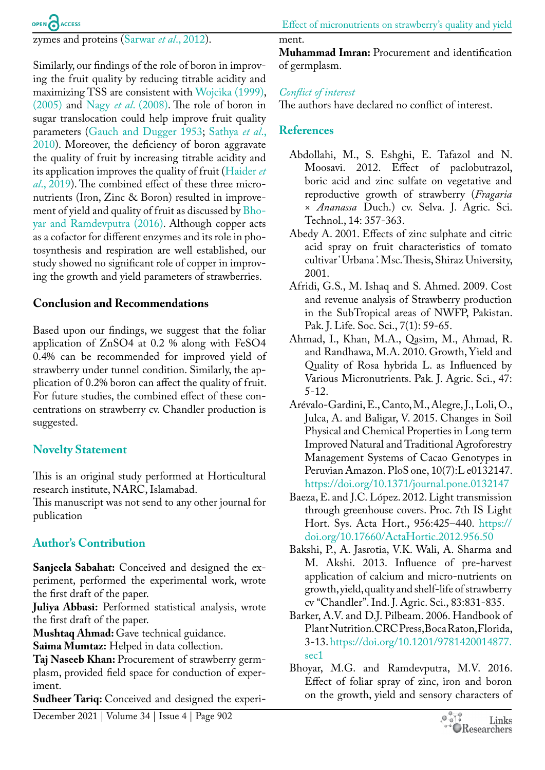zymes and proteins (Sarwar *et al*., 2012).

Similarly, our findings of the role of boron in improving the fruit quality by reducing titrable acidity and maximizing TSS are consistent with Wojcika (1999), (2005) and Nagy *et al*. (2008). The role of boron in sugar translocation could help improve fruit quality parameters (Gauch and Dugger 1953; Sathya *et al*., 2010). Moreover, the deficiency of boron aggravate the quality of fruit by increasing titrable acidity and its application improves the quality of fruit (Haider *et al*., 2019). The combined effect of these three micronutrients (Iron, Zinc & Boron) resulted in improvement of yield and quality of fruit as discussed by Bhoyar and Ramdevputra (2016). Although copper acts as a cofactor for different enzymes and its role in photosynthesis and respiration are well established, our study showed no significant role of copper in improving the growth and yield parameters of strawberries.

## Conclusion and Recommendations

Based upon our findings, we suggest that the foliar application of $ZnSO_4$ at 0.2 % along with $FeSO_4$ 0.4% can be recommended for improved yield of strawberry under tunnel condition. Similarly, the application of 0.2% boron can affect the quality of fruit. For future studies, the combined effect of these concentrations on strawberry cv. Chandler production is suggested.

## Novelty Statement

This is an original study performed at Horticultural research institute, NARC, Islamabad.
This manuscript was not send to any other journal for publication

## Author's Contribution

**Sanjeela Sabahat:** Conceived and designed the experiment, performed the experimental work, wrote the first draft of the paper.
**Juliya Abbasi:** Performed statistical analysis, wrote the first draft of the paper.
**Mushtaq Ahmad:** Gave technical guidance.
**Saima Mumtaz:** Helped in data collection.
**Taj Naseeb Khan:** Procurement of strawberry germplasm, provided field space for conduction of experiment.
**Sudheer Tariq:** Conceived and designed the experiment.
**Muhammad Imran:** Procurement and identification of germplasm.

*Conflict of interest*

The authors have declared no conflict of interest.

## References

Abdollahi, M., S. Eshghi, E. Tafazol and N. Moosavi. 2012. Effect of paclobutrazol, boric acid and zinc sulfate on vegetative and reproductive growth of strawberry (*Fragaria × Ananassa* Duch.) cv. Selva. J. Agric. Sci. Technol., 14: 357-363.

Abedy A. 2001. Effects of zinc sulphate and citric acid spray on fruit characteristics of tomato cultivar 'Urbana'. Msc. Thesis, Shiraz University, 2001.

Afridi, G.S., M. Ishaq and S. Ahmed. 2009. Cost and revenue analysis of Strawberry production in the SubTropical areas of NWFP, Pakistan. Pak. J. Life. Soc. Sci., 7(1): 59-65.

Ahmad, I., Khan, M.A., Qasim, M., Ahmad, R. and Randhawa, M.A. 2010. Growth, Yield and Quality of Rosa hybrida L. as Influenced by Various Micronutrients. Pak. J. Agric. Sci., 47: 5-12.

Arévalo-Gardini, E., Canto, M., Alegre, J., Loli, O., Julca, A. and Baligar, V. 2015. Changes in Soil Physical and Chemical Properties in Long term Improved Natural and Traditional Agroforestry Management Systems of Cacao Genotypes in Peruvian Amazon. PloS one, 10(7):L e0132147. https://doi.org/10.1371/journal.pone.0132147

Baeza, E. and J.C. López. 2012. Light transmission through greenhouse covers. Proc. 7th IS Light Hort. Sys. Acta Hort., 956:425–440. https://doi.org/10.17660/ActaHortic.2012.956.50

Bakshi, P., A. Jasrotia, V.K. Wali, A. Sharma and M. Akshi. 2013. Influence of pre-harvest application of calcium and micro-nutrients on growth, yield, quality and shelf-life of strawberry cv "Chandler". Ind. J. Agric. Sci., 83:831-835.

Barker, A.V. and D.J. Pilbeam. 2006. Handbook of Plant Nutrition. CRC Press, Boca Raton, Florida, 3-13. https://doi.org/10.1201/9781420014877.sec1

Bhoyar, M.G. and Ramdevputra, M.V. 2016. Effect of foliar spray of zinc, iron and boron on the growth, yield and sensory characters of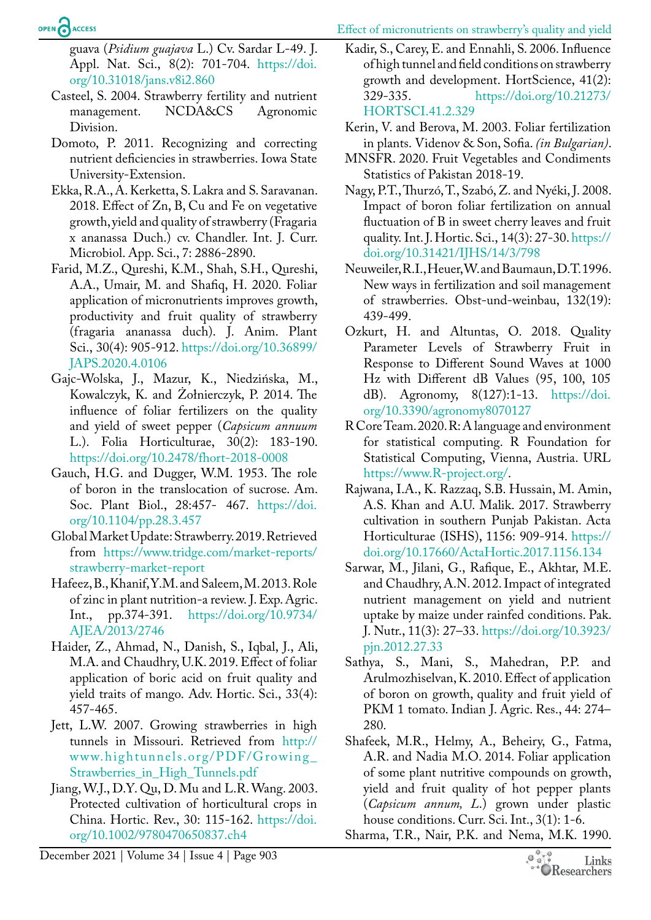guava (*Psidium guajava* L.) Cv. Sardar L-49. J. Appl. Nat. Sci., 8(2): 701-704. https://doi.org/10.31018/jans.v8i2.860

Casteel, S. 2004. Strawberry fertility and nutrient management. NCDA&CS Agronomic Division.

Domoto, P. 2011. Recognizing and correcting nutrient deficiencies in strawberries. Iowa State University-Extension.

Ekka, R.A., A. Kerketta, S. Lakra and S. Saravanan. 2018. Effect of Zn, B, Cu and Fe on vegetative growth, yield and quality of strawberry (Fragaria x ananassa Duch.) cv. Chandler. Int. J. Curr. Microbiol. App. Sci., 7: 2886-2890.

Farid, M.Z., Qureshi, K.M., Shah, S.H., Qureshi, A.A., Umair, M. and Shafiq, H. 2020. Foliar application of micronutrients improves growth, productivity and fruit quality of strawberry (fragaria ananassa duch). J. Anim. Plant Sci., 30(4): 905-912. https://doi.org/10.36899/JAPS.2020.4.0106

Gajc-Wolska, J., Mazur, K., Niedzińska, M., Kowalczyk, K. and Żołnierczyk, P. 2014. The influence of foliar fertilizers on the quality and yield of sweet pepper (*Capsicum annuum* L.). Folia Horticulturae, 30(2): 183-190. https://doi.org/10.2478/fhort-2018-0008

Gauch, H.G. and Dugger, W.M. 1953. The role of boron in the translocation of sucrose. Am. Soc. Plant Biol., 28:457- 467. https://doi.org/10.1104/pp.28.3.457

Global Market Update: Strawberry. 2019. Retrieved from https://www.tridge.com/market-reports/strawberry-market-report

Hafeez, B., Khanif, Y.M. and Saleem, M. 2013. Role of zinc in plant nutrition-a review. J. Exp. Agric. Int., pp.374-391. https://doi.org/10.9734/AJEA/2013/2746

Haider, Z., Ahmad, N., Danish, S., Iqbal, J., Ali, M.A. and Chaudhry, U.K. 2019. Effect of foliar application of boric acid on fruit quality and yield traits of mango. Adv. Hortic. Sci., 33(4): 457-465.

Jett, L.W. 2007. Growing strawberries in high tunnels in Missouri. Retrieved from http://www.hightunnels.org/PDF/Growing_Strawberries_in_High_Tunnels.pdf

Jiang, W.J., D.Y. Qu, D. Mu and L.R. Wang. 2003. Protected cultivation of horticultural crops in China. Hortic. Rev., 30: 115-162. https://doi.org/10.1002/9780470650837.ch4

Kadir, S., Carey, E. and Ennahli, S. 2006. Influence of high tunnel and field conditions on strawberry growth and development. HortScience, 41(2): 329-335. https://doi.org/10.21273/HORTSCI.41.2.329

Kerin, V. and Berova, M. 2003. Foliar fertilization in plants. Videnov & Son, Sofia. *(in Bulgarian)*.

MNSFR. 2020. Fruit Vegetables and Condiments Statistics of Pakistan 2018-19.

Nagy, P.T., Thurzó, T., Szabó, Z. and Nyéki, J. 2008. Impact of boron foliar fertilization on annual fluctuation of B in sweet cherry leaves and fruit quality. Int. J. Hortic. Sci., 14(3): 27-30. https://doi.org/10.31421/IJHS/14/3/798

Neuweiler, R.I., Heuer, W. and Baumaun, D.T. 1996. New ways in fertilization and soil management of strawberries. Obst-und-weinbau, 132(19): 439-499.

Ozkurt, H. and Altuntas, O. 2018. Quality Parameter Levels of Strawberry Fruit in Response to Different Sound Waves at 1000 Hz with Different dB Values (95, 100, 105 dB). Agronomy, 8(127):1-13. https://doi.org/10.3390/agronomy8070127

R Core Team. 2020. R: A language and environment for statistical computing. R Foundation for Statistical Computing, Vienna, Austria. URL https://www.R-project.org/.

Rajwana, I.A., K. Razzaq, S.B. Hussain, M. Amin, A.S. Khan and A.U. Malik. 2017. Strawberry cultivation in southern Punjab Pakistan. Acta Horticulturae (ISHS), 1156: 909-914. https://doi.org/10.17660/ActaHortic.2017.1156.134

Sarwar, M., Jilani, G., Rafique, E., Akhtar, M.E. and Chaudhry, A.N. 2012. Impact of integrated nutrient management on yield and nutrient uptake by maize under rainfed conditions. Pak. J. Nutr., 11(3): 27–33. https://doi.org/10.3923/pjn.2012.27.33

Sathya, S., Mani, S., Mahedran, P.P. and Arulmozhiselvan, K. 2010. Effect of application of boron on growth, quality and fruit yield of PKM 1 tomato. Indian J. Agric. Res., 44: 274–280.

Shafeek, M.R., Helmy, A., Beheiry, G., Fatma, A.R. and Nadia M.O. 2014. Foliar application of some plant nutritive compounds on growth, yield and fruit quality of hot pepper plants (*Capsicum annum, L.*) grown under plastic house conditions. Curr. Sci. Int., 3(1): 1-6.

Sharma, T.R., Nair, P.K. and Nema, M.K. 1990.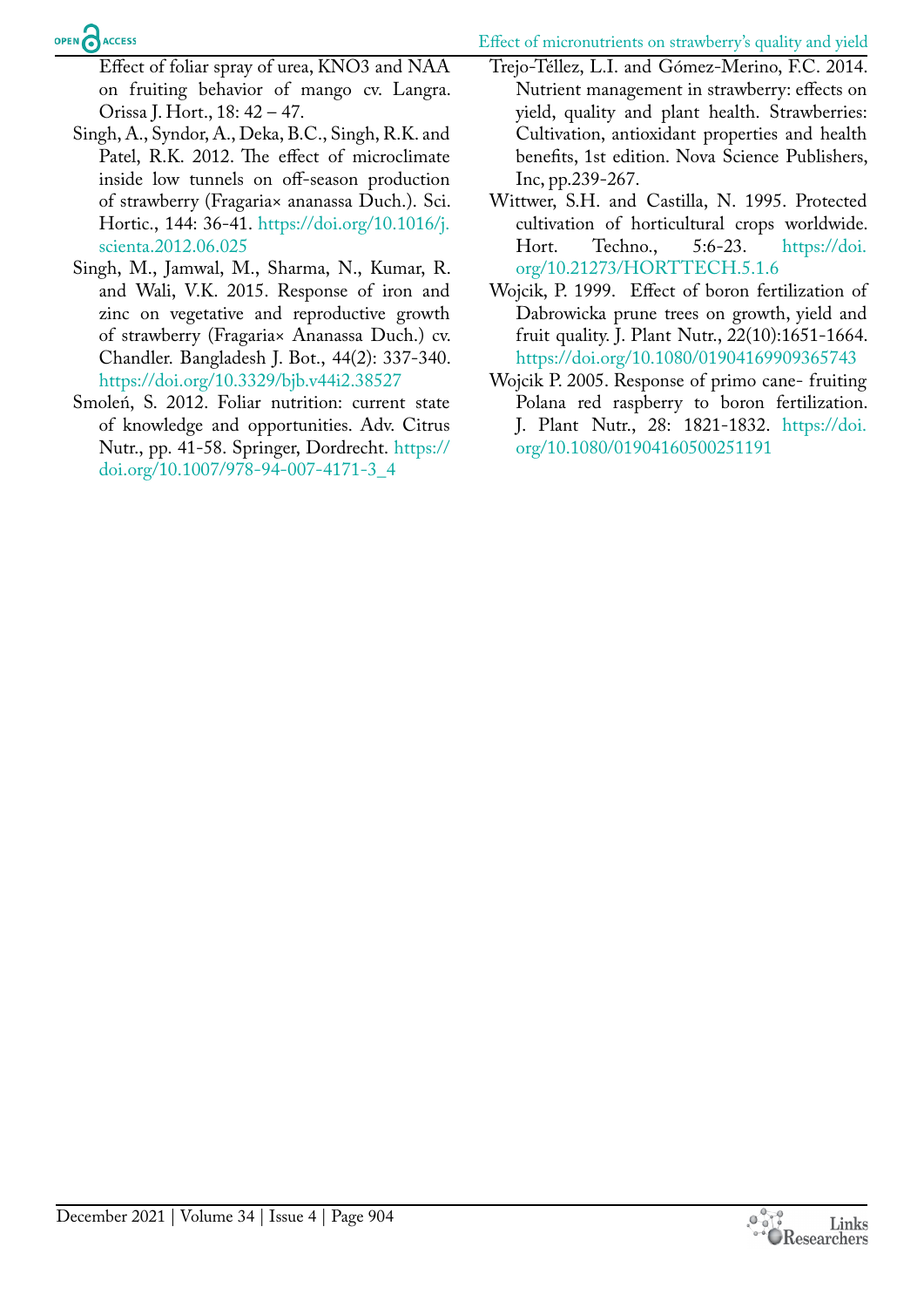Effect of foliar spray of urea, KNO3 and NAA on fruiting behavior of mango cv. Langra. Orissa J. Hort., 18: 42 – 47.

Singh, A., Syndor, A., Deka, B.C., Singh, R.K. and Patel, R.K. 2012. The effect of microclimate inside low tunnels on off-season production of strawberry (Fragaria× ananassa Duch.). Sci. Hortic., 144: 36-41. https://doi.org/10.1016/j.scienta.2012.06.025

Singh, M., Jamwal, M., Sharma, N., Kumar, R. and Wali, V.K. 2015. Response of iron and zinc on vegetative and reproductive growth of strawberry (Fragaria× Ananassa Duch.) cv. Chandler. Bangladesh J. Bot., 44(2): 337-340. https://doi.org/10.3329/bjb.v44i2.38527

Smoleń, S. 2012. Foliar nutrition: current state of knowledge and opportunities. Adv. Citrus Nutr., pp. 41-58. Springer, Dordrecht. https://doi.org/10.1007/978-94-007-4171-3_4

Trejo-Téllez, L.I. and Gómez-Merino, F.C. 2014. Nutrient management in strawberry: effects on yield, quality and plant health. Strawberries: Cultivation, antioxidant properties and health benefits, 1st edition. Nova Science Publishers, Inc, pp.239-267.

Wittwer, S.H. and Castilla, N. 1995. Protected cultivation of horticultural crops worldwide. Hort. Techno., 5:6-23. https://doi.org/10.21273/HORTTECH.5.1.6

Wojcik, P. 1999. Effect of boron fertilization of Dabrowicka prune trees on growth, yield and fruit quality. J. Plant Nutr., 22(10):1651-1664. https://doi.org/10.1080/01904169909365743

Wojcik P. 2005. Response of primo cane- fruiting Polana red raspberry to boron fertilization. J. Plant Nutr., 28: 1821-1832. https://doi.org/10.1080/01904160500251191